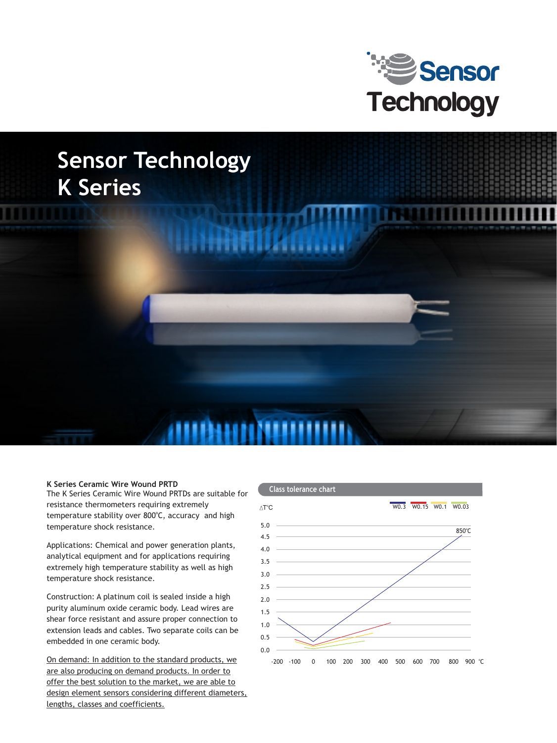# Sensor Technology K Series

**K Series Ceramic Wire Wound PRTD**

The K Series Ceramic Wire Wound PRTDs are suitable for resistance thermometers requiring extremely temperature stability over 800℃, accuracy and high temperature shock resistance.

Applications: Chemical and power generation plants, analytical equipment and for applications requiring extremely high temperature stability as well as high temperature shock resistance.

Construction: A platinum coil is sealed inside a high purity aluminum oxide ceramic body. Lead wires are shear force resistant and assure proper connection to extension leads and cables. Two separate coils can be embedded in one ceramic body.

On demand: In addition to the standard products, we are also producing on demand products. In order to offer the best solution to the market, we are able to design element sensors considering different diameters, lengths, classes and coefficients.

**Class tolerance chart**

△T℃ — W0.3, W0.15, W0.1, W0.03 — 850℃

y-axis: 0.0, 0.5, 1.0, 1.5, 2.0, 2.5, 3.0, 3.5, 4.0, 4.5, 5.0

x-axis: -200, -100, 0, 100, 200, 300, 400, 500, 600, 700, 800, 900 ℃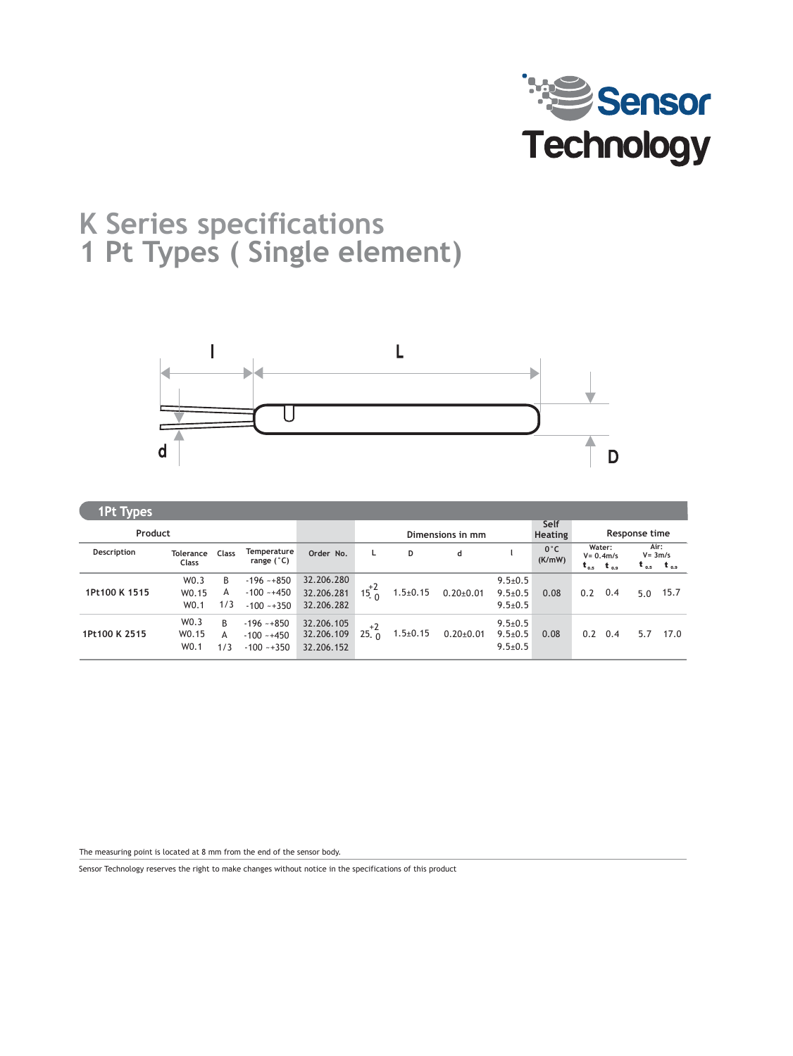# K Series specifications
# 1 Pt Types ( Single element)

## 1Pt Types

| Product | | | | | Dimensions in mm | | | | Self Heating | Response time | | | |
|---|---|---|---|---|---|---|---|---|---|---|---|---|---|
| Description | Tolerance Class | Class | Temperature range (°C) | Order No. | L | D | d | l | 0°C (K/mW) | Water: V= 0.4m/s $t_{0.5}$ | $t_{0.9}$ | Air: V= 3m/s $t_{0.5}$ | $t_{0.9}$ |
| 1Pt100 K 1515 | W0.3<br>W0.15<br>W0.1 | B<br>A<br>1/3 | -196 ~+850<br>-100 ~+450<br>-100 ~+350 | 32.206.280<br>32.206.281<br>32.206.282 | $15^{+2}_{-0}$ | 1.5±0.15 | 0.20±0.01 | 9.5±0.5<br>9.5±0.5<br>9.5±0.5 | 0.08 | 0.2 | 0.4 | 5.0 | 15.7 |
| 1Pt100 K 2515 | W0.3<br>W0.15<br>W0.1 | B<br>A<br>1/3 | -196 ~+850<br>-100 ~+450<br>-100 ~+350 | 32.206.105<br>32.206.109<br>32.206.152 | $25^{+2}_{-0}$ | 1.5±0.15 | 0.20±0.01 | 9.5±0.5<br>9.5±0.5<br>9.5±0.5 | 0.08 | 0.2 | 0.4 | 5.7 | 17.0 |

The measuring point is located at 8 mm from the end of the sensor body.

Sensor Technology reserves the right to make changes without notice in the specifications of this product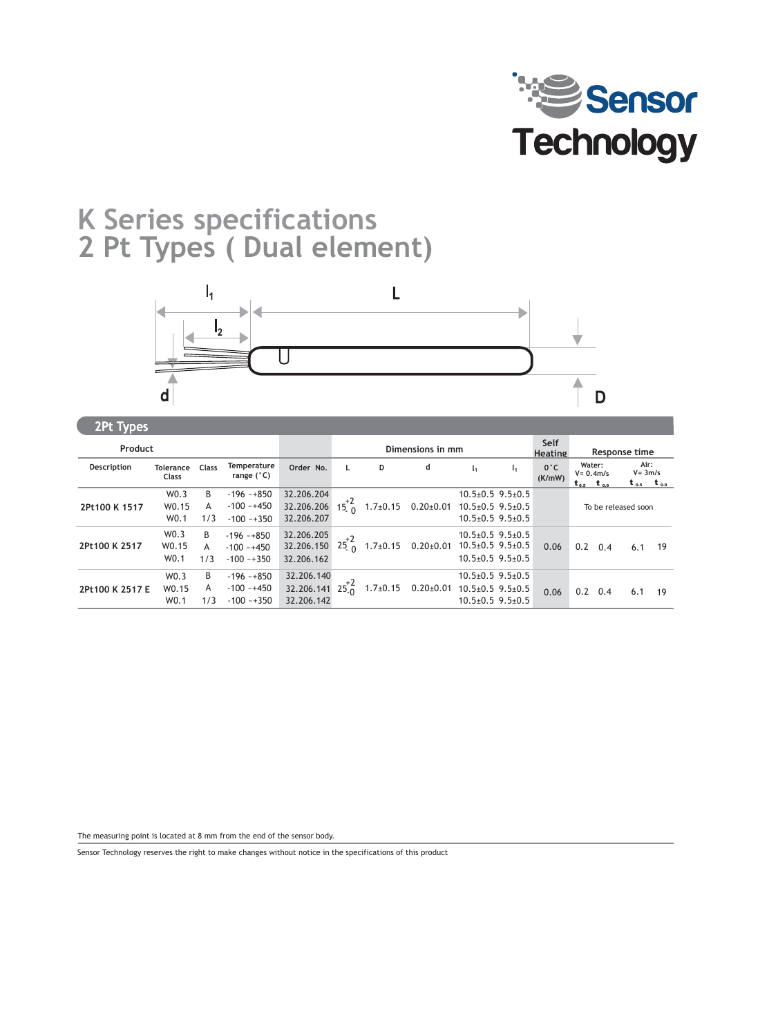Sensor Technology

# K Series specifications
# 2 Pt Types ( Dual element)

## 2Pt Types

| Product | | | | | Dimensions in mm | | | | | Self Heating | Response time | | | |
|---|---|---|---|---|---|---|---|---|---|---|---|---|---|---|
| Description | Tolerance Class | Class | Temperature range (°C) | Order No. | L | D | d | $l_1$ | $l_1$ | 0°C (K/mW) | Water: V= 0.4m/s $t_{0.5}$ | $t_{0.9}$ | Air: V= 3m/s $t_{0.5}$ | $t_{0.9}$ |
| 2Pt100 K 1517 | W0.3 | B | -196 ~+850 | 32.206.204 | $15^{+2}_{-0}$ | 1.7±0.15 | 0.20±0.01 | 10.5±0.5 | 9.5±0.5 | | To be released soon | | | |
| | W0.15 | A | -100 ~+450 | 32.206.206 | | | | 10.5±0.5 | 9.5±0.5 | | | | | |
| | W0.1 | 1/3 | -100 ~+350 | 32.206.207 | | | | 10.5±0.5 | 9.5±0.5 | | | | | |
| 2Pt100 K 2517 | W0.3 | B | -196 ~+850 | 32.206.205 | $25^{+2}_{-0}$ | 1.7±0.15 | 0.20±0.01 | 10.5±0.5 | 9.5±0.5 | 0.06 | 0.2 | 0.4 | 6.1 | 19 |
| | W0.15 | A | -100 ~+450 | 32.206.150 | | | | 10.5±0.5 | 9.5±0.5 | | | | | |
| | W0.1 | 1/3 | -100 ~+350 | 32.206.162 | | | | 10.5±0.5 | 9.5±0.5 | | | | | |
| 2Pt100 K 2517 E | W0.3 | B | -196 ~+850 | 32.206.140 | $25^{+2}_{-0}$ | 1.7±0.15 | 0.20±0.01 | 10.5±0.5 | 9.5±0.5 | 0.06 | 0.2 | 0.4 | 6.1 | 19 |
| | W0.15 | A | -100 ~+450 | 32.206.141 | | | | 10.5±0.5 | 9.5±0.5 | | | | | |
| | W0.1 | 1/3 | -100 ~+350 | 32.206.142 | | | | 10.5±0.5 | 9.5±0.5 | | | | | |

The measuring point is located at 8 mm from the end of the sensor body.

Sensor Technology reserves the right to make changes without notice in the specifications of this product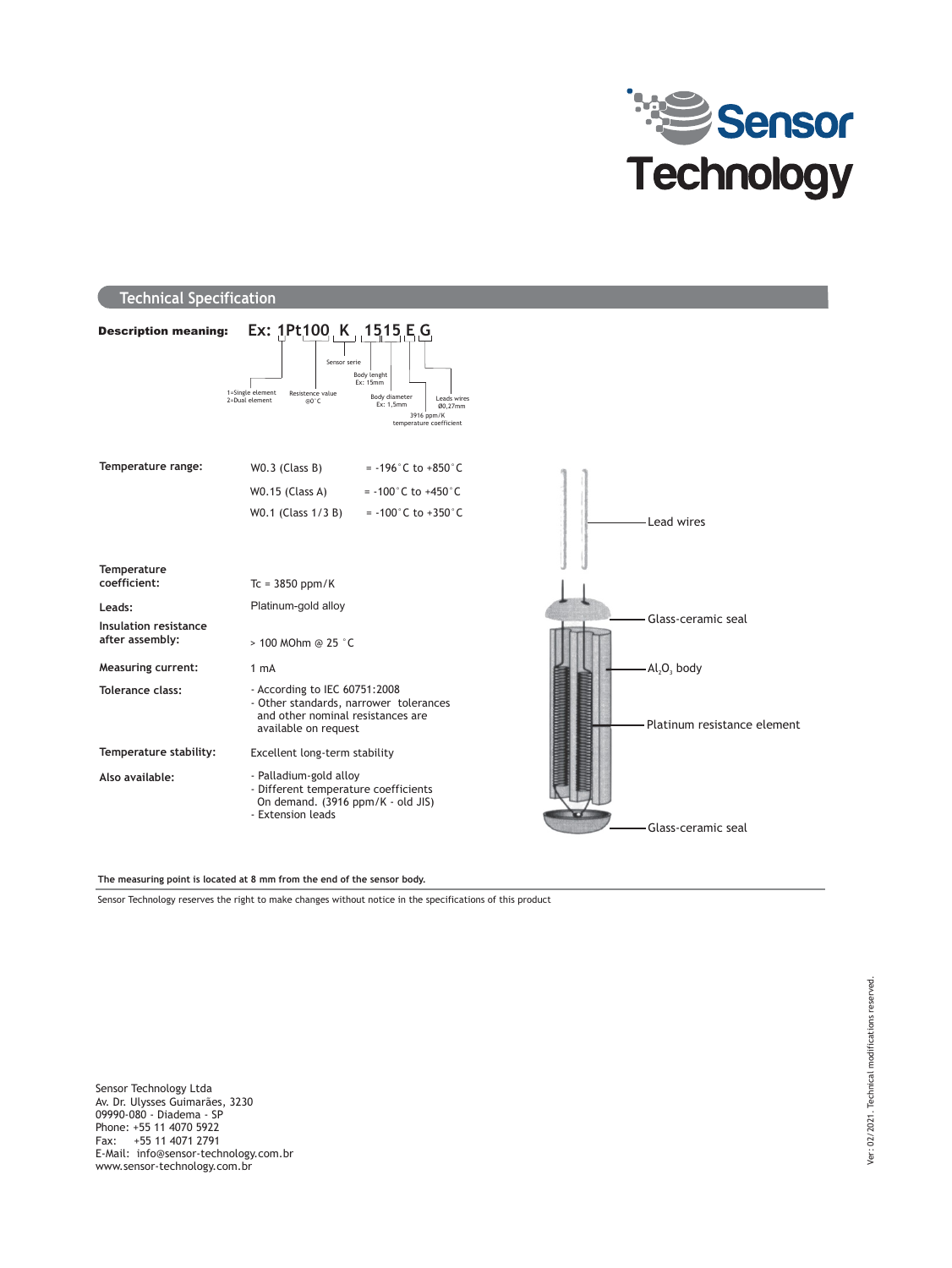Sensor Technology

## Technical Specification

**Description meaning:** Ex: 1Pt100 K 1515 E G

1=Single element
2=Dual element

Resistence value
@0°C

Sensor serie

Body lenght
Ex: 15mm

Body diameter
Ex: 1,5mm

3916 ppm/K
temperature coefficient

Leads wires
Ø0,27mm

| | | |
|---|---|---|
| **Temperature range:** | W0.3 (Class B) | = -196°C to +850°C |
| | W0.15 (Class A) | = -100°C to +450°C |
| | W0.1 (Class 1/3 B) | = -100°C to +350°C |
| **Temperature coefficient:** | Tc = 3850 ppm/K | |
| **Leads:** | Platinum-gold alloy | |
| **Insulation resistance after assembly:** | > 100 MOhm @ 25 °C | |
| **Measuring current:** | 1 mA | |
| **Tolerance class:** | - According to IEC 60751:2008<br>- Other standards, narrower tolerances and other nominal resistances are available on request | |
| **Temperature stability:** | Excellent long-term stability | |
| **Also available:** | - Palladium-gold alloy<br>- Different temperature coefficients On demand. (3916 ppm/K - old JIS)<br>- Extension leads | |

Lead wires

Glass-ceramic seal

$Al_2O_3$ body

Platinum resistance element

Glass-ceramic seal

**The measuring point is located at 8 mm from the end of the sensor body.**

Sensor Technology reserves the right to make changes without notice in the specifications of this product

Sensor Technology Ltda
Av. Dr. Ulysses Guimarães, 3230
09990-080 - Diadema - SP
Phone: +55 11 4070 5922
Fax: +55 11 4071 2791
E-Mail: info@sensor-technology.com.br
www.sensor-technology.com.br

Ver: 02/2021. Technical modifications reserved.